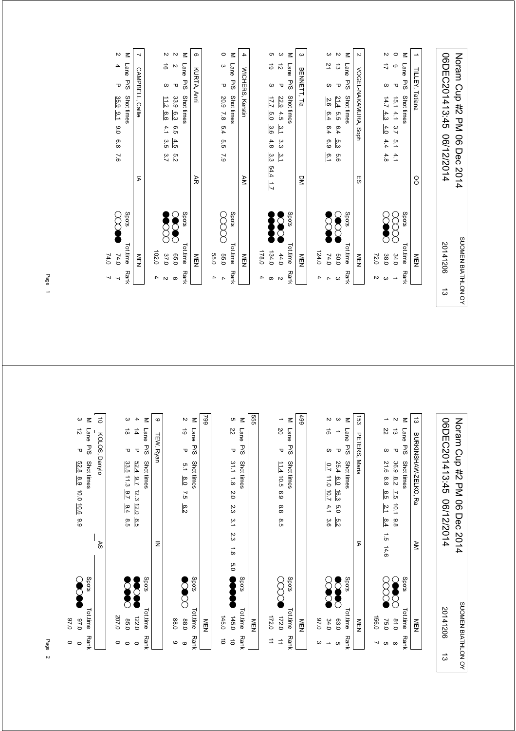# Noram Cup #2 PM 06 Dec 2014

06DEC201413:45 06/12/2014

SUOMEN BIATHLON OY

20141206 13

## 1 TILLEY, Tatiana — OO — MEN

| M | Lane | P/S | Shot times | Spots | Tot.time | Rank |
|---|---|---|---|---|---|---|
| 0 | 9 | P | 15.1 4.1 3.7 5.1 4.1 | ○○○○○ | 34.0 | 1 |
| 2 | 17 | S | 14.7 4.3 4.0 4.4 4.8 | ○○●●○ | 38.0 | 3 |
| | | | | | 72.0 | 2 |

## 2 VOGEL-NAKAMURA, Soph — ES — MEN

| M | Lane | P/S | Shot times | Spots | Tot.time | Rank |
|---|---|---|---|---|---|---|
| 2 | 13 | P | 21.4 5.5 6.4 5.3 5.6 | ○●○●○ | 50.0 | 3 |
| 3 | 21 | S | 2.6 6.4 6.4 6.9 6.1 | ●○●●○ | 74.0 | 4 |
| | | | | | 124.0 | 4 |

## 3 BENNETT, Tia — DM — MEN

| M | Lane | P/S | Shot times | Spots | Tot.time | Rank |
|---|---|---|---|---|---|---|
| 3 | 12 | P | 22.9 4.5 3.1 3.3 3.1 | ●○●○● | 44.0 | 2 |
| 5 | 19 | S | 17.7 5.0 3.6 4.8 3.3 54.4 1.7 | ●●●●● | 134.0 | 6 |
| | | | | | 178.0 | 4 |

## 4 WICHERS, Kerstin — AM — MEN

| M | Lane | P/S | Shot times | Spots | Tot.time | Rank |
|---|---|---|---|---|---|---|
| 0 | 3 | P | 20.9 7.8 5.4 5.5 7.9 | ○○○○○ | 55.0 | 4 |
| | | | | | 55.0 | 4 |

## 6 KURTA, Anni — AR — MEN

| M | Lane | P/S | Shot times | Spots | Tot.time | Rank |
|---|---|---|---|---|---|---|
| 2 | 2 | P | 33.9 6.3 6.5 4.5 5.2 | ○●○●○ | 65.0 | 6 |
| 2 | 16 | S | 11.2 6.6 4.1 3.5 3.7 | ●●○○○ | 37.0 | 2 |
| | | | | | 102.0 | 4 |

## 7 CAMPBELL, Callie — IA — MEN

| M | Lane | P/S | Shot times | Spots | Tot.time | Rank |
|---|---|---|---|---|---|---|
| 2 | 4 | P | 35.9 9.1 9.0 6.8 7.6 | ●●○○○ | 74.0 | 7 |
| | | | | | 74.0 | 7 |

# Noram Cup #2 PM 06 Dec 2014

06DEC201413:45 06/12/2014

SUOMEN BIATHLON OY

20141206 13

## 13 BURKINSHAW-ZELKO, Ra — AM — MEN

| M | Lane | P/S | Shot times | Spots | Tot.time | Rank |
|---|---|---|---|---|---|---|
| 2 | 13 | P | 36.9 8.2 7.5 10.1 9.8 | ○●●○○ | 81.0 | 8 |
| 1 | 22 | S | 21.6 8.8 6.5 2.1 8.4 1.5 14.6 | ●○○○○ | 75.0 | 5 |
| | | | | | 156.0 | 7 |

## 153 PETERS, Maria — IA — MEN

| M | Lane | P/S | Shot times | Spots | Tot.time | Rank |
|---|---|---|---|---|---|---|
| 3 | 1 | P | 25.4 6.0 16.3 5.0 5.2 | ○●●○● | 63.0 | 5 |
| 2 | 16 | S | 0.7 11.0 10.7 4.1 3.6 | ○●○●○ | 34.0 | 1 |
| | | | | | 97.0 | 3 |

## 499 — MEN

| M | Lane | P/S | Shot times | Spots | Tot.time | Rank |
|---|---|---|---|---|---|---|
| 1 | 20 | P | 11.4 10.5 6.9 8.8 8.5 | ●○○○○ | 172.0 | 11 |
| | | | | | 172.0 | 11 |

## 555 — MEN

| M | Lane | P/S | Shot times | Spots | Tot.time | Rank |
|---|---|---|---|---|---|---|
| 5 | 22 | P | 31.1 1.8 2.0 2.3 3.1 2.3 1.8 5.0 | ●●●●● | 145.0 | 10 |
| | | | | | 145.0 | 10 |

## 799 — MEN

| M | Lane | P/S | Shot times | Spots | Tot.time | Rank |
|---|---|---|---|---|---|---|
| 2 | 19 | P | 5.1 8.0 7.5 6.2 | ○○●○● | 88.0 | 9 |
| | | | | | 88.0 | 9 |

## 9 TEW, Ryan — IN

| M | Lane | P/S | Shot times | Spots | Tot.time | Rank |
|---|---|---|---|---|---|---|
| 4 | 14 | P | 52.4 9.7 12.3 12.0 8.5 | ●●●●○ | 122.0 | 0 |
| 3 | 18 | P | 33.5 11.3 9.7 9.4 8.5 | ○●●●○ | 85.0 | 0 |
| | | | | | 207.0 | 0 |

## 10 KOLOS, Danylo — AS

| M | Lane | P/S | Shot times | Spots | Tot.time | Rank |
|---|---|---|---|---|---|---|
| 3 | 12 | P | 52.8 8.9 10.0 10.6 9.9 | ●●○●○ | 97.0 | 0 |
| | | | | | 97.0 | 0 |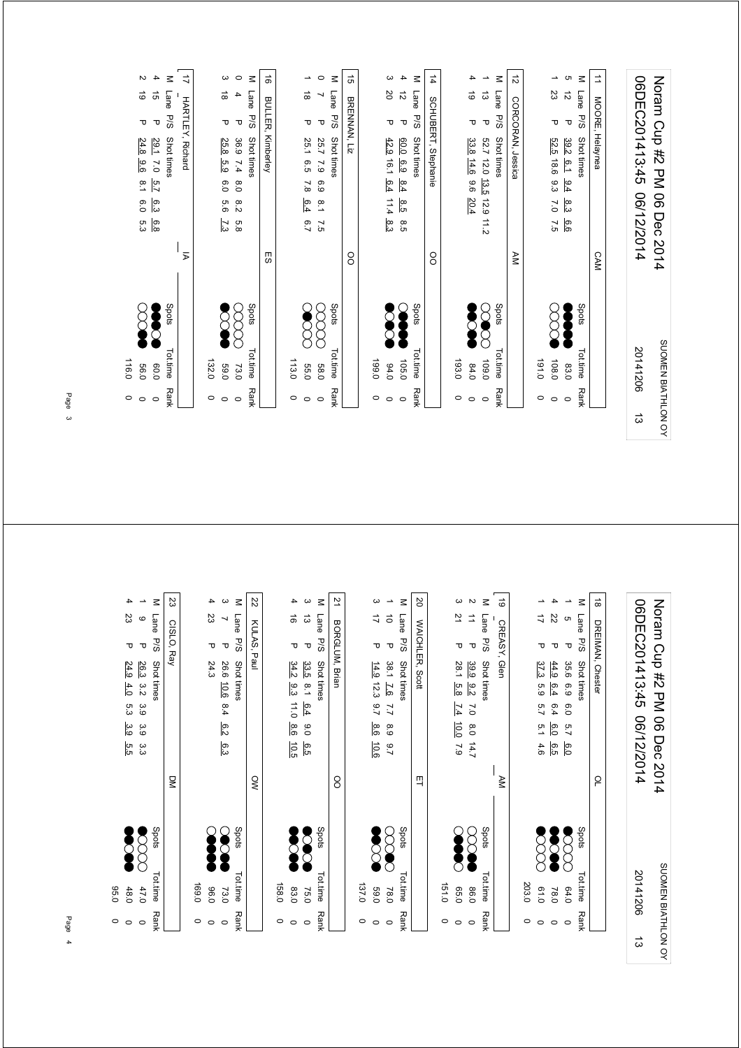# Noram Cup #2 PM 06 Dec 2014

06DEC201413:45 06/12/2014

SUOMEN BIATHLON OY 20141206 13

### 11 MOORE, Helaynea — CAM

| M | Lane | P/S | Shot times | Spots | Tot.time | Rank |
|---|---|---|---|---|---|---|
| 5 | 12 | P | 39.2 6.1 9.4 8.3 6.6 | ●●●●● | 83.0 | 0 |
| 1 | 23 | P | 52.5 18.6 9.3 7.0 7.5 | ○○○○● | 108.0 | 0 |
| | | | | | 191.0 | 0 |

### 12 CORCORAN, Jessica — AM

| M | Lane | P/S | Shot times | Spots | Tot.time | Rank |
|---|---|---|---|---|---|---|
| 1 | 13 | P | 52.7 12.0 13.5 12.9 11.2 | ○○●○○ | 109.0 | 0 |
| 4 | 19 | P | 33.8 14.6 9.6 20.4 | ●●●●○ | 84.0 | 0 |
| | | | | | 193.0 | 0 |

### 14 SCHUBERT, Stephanie — OO

| M | Lane | P/S | Shot times | Spots | Tot.time | Rank |
|---|---|---|---|---|---|---|
| 4 | 12 | P | 60.0 6.9 8.4 8.5 8.5 | ○●●●● | 105.0 | 0 |
| 3 | 20 | P | 42.9 16.1 6.4 11.4 8.3 | ●●○●○ | 94.0 | 0 |
| | | | | | 199.0 | 0 |

### 15 BRENNAN, Liz — OO

| M | Lane | P/S | Shot times | Spots | Tot.time | Rank |
|---|---|---|---|---|---|---|
| 0 | 7 | P | 25.7 7.9 6.9 8.1 7.5 | ○○○○○ | 58.0 | 0 |
| 1 | 18 | P | 25.1 6.5 7.8 6.4 6.7 | ○●○○○ | 55.0 | 0 |
| | | | | | 113.0 | 0 |

### 16 BULLER, Kimberley — ES

| M | Lane | P/S | Shot times | Spots | Tot.time | Rank |
|---|---|---|---|---|---|---|
| 0 | 4 | P | 36.9 7.4 8.0 8.2 5.8 | ○○○○○ | 73.0 | 0 |
| 3 | 18 | P | 25.8 5.9 6.0 5.6 7.3 | ●○●●○ | 59.0 | 0 |
| | | | | | 132.0 | 0 |

### 17 HARTLEY, Richard — IA

| M | Lane | P/S | Shot times | Spots | Tot.time | Rank |
|---|---|---|---|---|---|---|
| 4 | 15 | P | 29.1 7.0 5.7 6.3 6.8 | ●●●○● | 60.0 | 0 |
| 2 | 19 | P | 24.8 9.6 8.1 6.0 5.3 | ○○○●● | 56.0 | 0 |
| | | | | | 116.0 | 0 |

### 18 DREIMAN, Chester — OL

| M | Lane | P/S | Shot times | Spots | Tot.time | Rank |
|---|---|---|---|---|---|---|
| 1 | 5 | P | 35.6 6.9 6.0 5.7 6.0 | ●○○○○ | 64.0 | 0 |
| 4 | 22 | P | 44.9 6.4 6.4 6.0 6.5 | ●●○●● | 78.0 | 0 |
| 1 | 17 | P | 37.3 5.9 5.7 5.1 4.6 | ●○○○○ | 61.0 | 0 |
| | | | | | 203.0 | 0 |

### 19 CREASY, Glen — AM

| M | Lane | P/S | Shot times | Spots | Tot.time | Rank |
|---|---|---|---|---|---|---|
| 2 | 11 | P | 39.9 9.2 7.0 8.0 14.7 | ○○○●● | 86.0 | 0 |
| 3 | 21 | P | 28.1 5.8 7.4 10.0 7.9 | ●●●○○ | 65.0 | 0 |
| | | | | | 151.0 | 0 |

### 20 WAICHLER, Scott — ET

| M | Lane | P/S | Shot times | Spots | Tot.time | Rank |
|---|---|---|---|---|---|---|
| 1 | 10 | P | 38.1 7.6 7.7 8.9 9.7 | ○○○●○ | 78.0 | 0 |
| 3 | 17 | P | 14.9 12.3 9.7 8.6 10.6 | ●●○○● | 59.0 | 0 |
| | | | | | 137.0 | 0 |

### 21 BORGLUM, Brian — OO

| M | Lane | P/S | Shot times | Spots | Tot.time | Rank |
|---|---|---|---|---|---|---|
| 3 | 13 | P | 33.5 8.1 6.4 9.0 6.5 | ●○●●○ | 75.0 | 0 |
| 4 | 16 | P | 34.2 9.3 11.0 8.6 10.5 | ●●○●● | 83.0 | 0 |
| | | | | | 158.0 | 0 |

### 22 KULAS, Paul — OW

| M | Lane | P/S | Shot times | Spots | Tot.time | Rank |
|---|---|---|---|---|---|---|
| 3 | 7 | P | 26.6 10.6 8.4 6.2 6.3 | ○●●○● | 73.0 | 0 |
| 4 | 23 | P | 24.3 | ○●●●● | 96.0 | 0 |
| | | | | | 169.0 | 0 |

### 23 CISLO, Ray — DM

| M | Lane | P/S | Shot times | Spots | Tot.time | Rank |
|---|---|---|---|---|---|---|
| 1 | 9 | P | 26.3 3.2 3.9 3.9 3.3 | ●○○○○ | 47.0 | 0 |
| 4 | 23 | P | 24.9 4.0 5.3 3.9 5.5 | ●●●●○ | 48.0 | 0 |
| | | | | | 95.0 | 0 |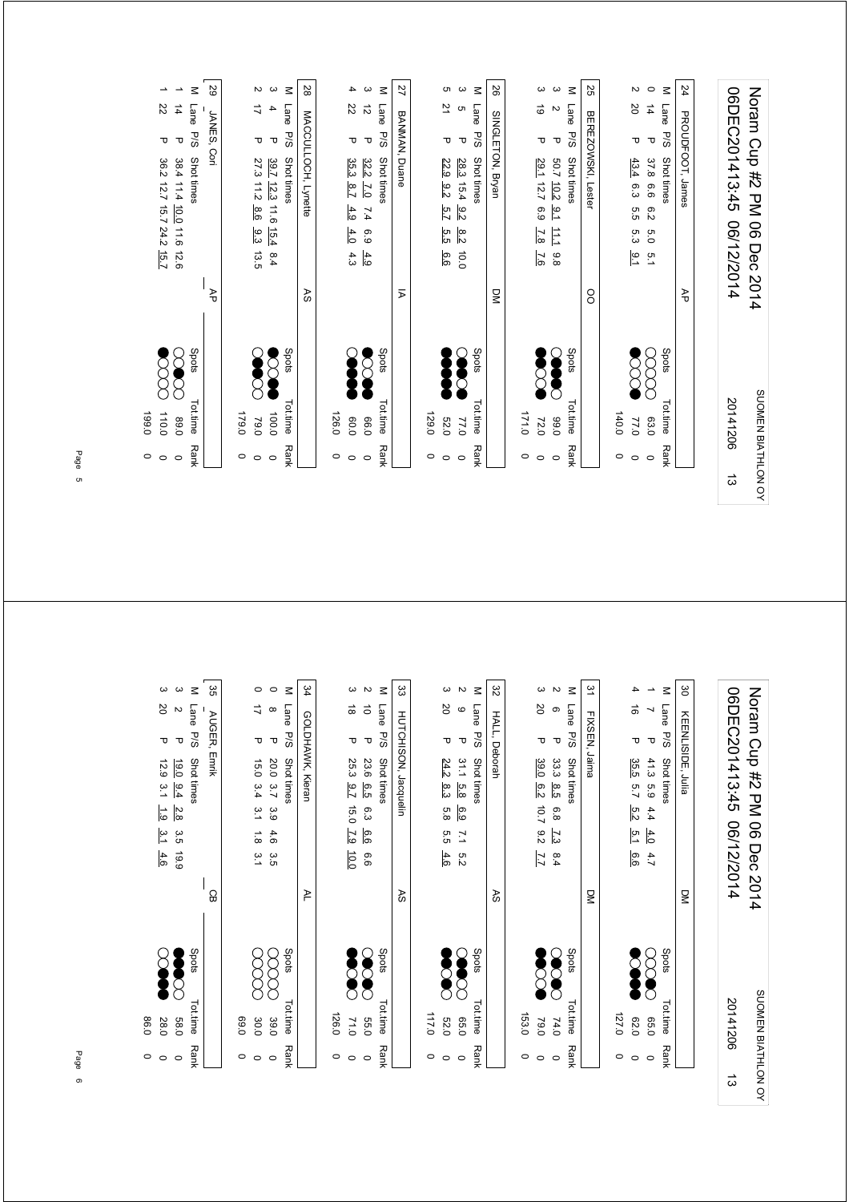# Noram Cup #2 PM 06 Dec 2014

06DEC201413:45 06/12/2014

SUOMEN BIATHLON OY 20141206 13

## 24 PROUDFOOT, James — AP

| M | Lane | P/S | Shot times | Spots | Tot.time | Rank |
|---|---|---|---|---|---|---|
| 0 | 14 | P | 37.8 6.6 6.2 5.0 5.1 | ○○○○○ | 63.0 | 0 |
| 2 | 20 | P | 43.4 6.3 5.5 5.3 9.1 | ●●○○○ | 77.0 | 0 |
| | | | | | 140.0 | 0 |

## 25 BEREZOWSKI, Lester — OO

| M | Lane | P/S | Shot times | Spots | Tot.time | Rank |
|---|---|---|---|---|---|---|
| 3 | 2 | P | 50.7 10.2 9.1 11.1 9.8 | ●●●○○ | 99.0 | 0 |
| 3 | 19 | P | 29.1 12.7 6.9 7.8 7.6 | ●●●○○ | 72.0 | 0 |
| | | | | | 171.0 | 0 |

## 26 SINGLETON, Bryan — DM

| M | Lane | P/S | Shot times | Spots | Tot.time | Rank |
|---|---|---|---|---|---|---|
| 3 | 5 | P | 28.3 15.4 9.2 8.2 10.0 | ●●●○○ | 77.0 | 0 |
| 5 | 21 | P | 22.9 9.2 5.7 5.5 6.6 | ●●●●● | 52.0 | 0 |
| | | | | | 129.0 | 0 |

## 27 BANMAN, Duane — IA

| M | Lane | P/S | Shot times | Spots | Tot.time | Rank |
|---|---|---|---|---|---|---|
| 3 | 12 | P | 32.2 7.0 7.4 6.9 4.9 | ●●●○○ | 66.0 | 0 |
| 4 | 22 | P | 35.3 8.7 4.9 4.0 4.3 | ●●●●○ | 60.0 | 0 |
| | | | | | 126.0 | 0 |

## 28 MACCULLOCH, Lynette — AS

| M | Lane | P/S | Shot times | Spots | Tot.time | Rank |
|---|---|---|---|---|---|---|
| 3 | 4 | P | 39.7 12.3 11.6 15.4 8.4 | ●●●○○ | 100.0 | 0 |
| 2 | 17 | P | 27.3 11.2 8.6 9.3 13.5 | ●●○○○ | 79.0 | 0 |
| | | | | | 179.0 | 0 |

## 29 JANES, Cori — AP

| M | Lane | P/S | Shot times | Spots | Tot.time | Rank |
|---|---|---|---|---|---|---|
| 1 | 14 | P | 38.4 11.4 10.0 11.6 12.6 | ●○○○○ | 89.0 | 0 |
| 1 | 22 | P | 36.2 12.7 15.7 24.2 15.7 | ●○○○○ | 110.0 | 0 |
| | | | | | 199.0 | 0 |

## 30 KEEFLISIDE, Julia — DM

| M | Lane | P/S | Shot times | Spots | Tot.time | Rank |
|---|---|---|---|---|---|---|
| 1 | 7 | P | 41.3 5.9 4.4 4.0 4.7 | ●○○○○ | 65.0 | 0 |
| 4 | 16 | P | 35.5 5.7 5.2 5.1 6.6 | ●●●●○ | 62.0 | 0 |
| | | | | | 127.0 | 0 |

## 31 FIXSEN, Jama — DM

| M | Lane | P/S | Shot times | Spots | Tot.time | Rank |
|---|---|---|---|---|---|---|
| 2 | 6 | P | 33.3 8.5 6.8 7.3 8.4 | ●●○○○ | 74.0 | 0 |
| 3 | 20 | P | 39.0 6.2 10.7 9.2 7.7 | ●●●○○ | 79.0 | 0 |
| | | | | | 153.0 | 0 |

## 32 HALL, Deborah — AS

| M | Lane | P/S | Shot times | Spots | Tot.time | Rank |
|---|---|---|---|---|---|---|
| 2 | 9 | P | 31.1 5.8 6.9 7.1 5.2 | ●●○○○ | 65.0 | 0 |
| 3 | 20 | P | 24.2 8.3 5.8 5.5 4.6 | ●●●○○ | 52.0 | 0 |
| | | | | | 117.0 | 0 |

## 33 HUTCHISON, Jacquelin — AS

| M | Lane | P/S | Shot times | Spots | Tot.time | Rank |
|---|---|---|---|---|---|---|
| 2 | 10 | P | 23.6 6.5 6.3 6.6 6.6 | ●●○○○ | 55.0 | 0 |
| 3 | 18 | P | 25.3 9.7 15.0 7.9 10.0 | ●●●○○ | 71.0 | 0 |
| | | | | | 126.0 | 0 |

## 34 GOLDHAWK, Kieran — AL

| M | Lane | P/S | Shot times | Spots | Tot.time | Rank |
|---|---|---|---|---|---|---|
| 0 | 8 | P | 20.0 3.7 3.9 4.6 3.5 | ○○○○○ | 39.0 | 0 |
| 0 | 17 | P | 15.0 3.4 3.1 1.8 3.1 | ○○○○○ | 30.0 | 0 |
| | | | | | 69.0 | 0 |

## 35 AUGER, Emrik — CB

| M | Lane | P/S | Shot times | Spots | Tot.time | Rank |
|---|---|---|---|---|---|---|
| 3 | 2 | P | 19.0 9.4 2.8 3.5 19.9 | ●●●○○ | 58.0 | 0 |
| 3 | 20 | P | 12.9 3.1 1.9 3.1 4.6 | ●●●○○ | 28.0 | 0 |
| | | | | | 86.0 | 0 |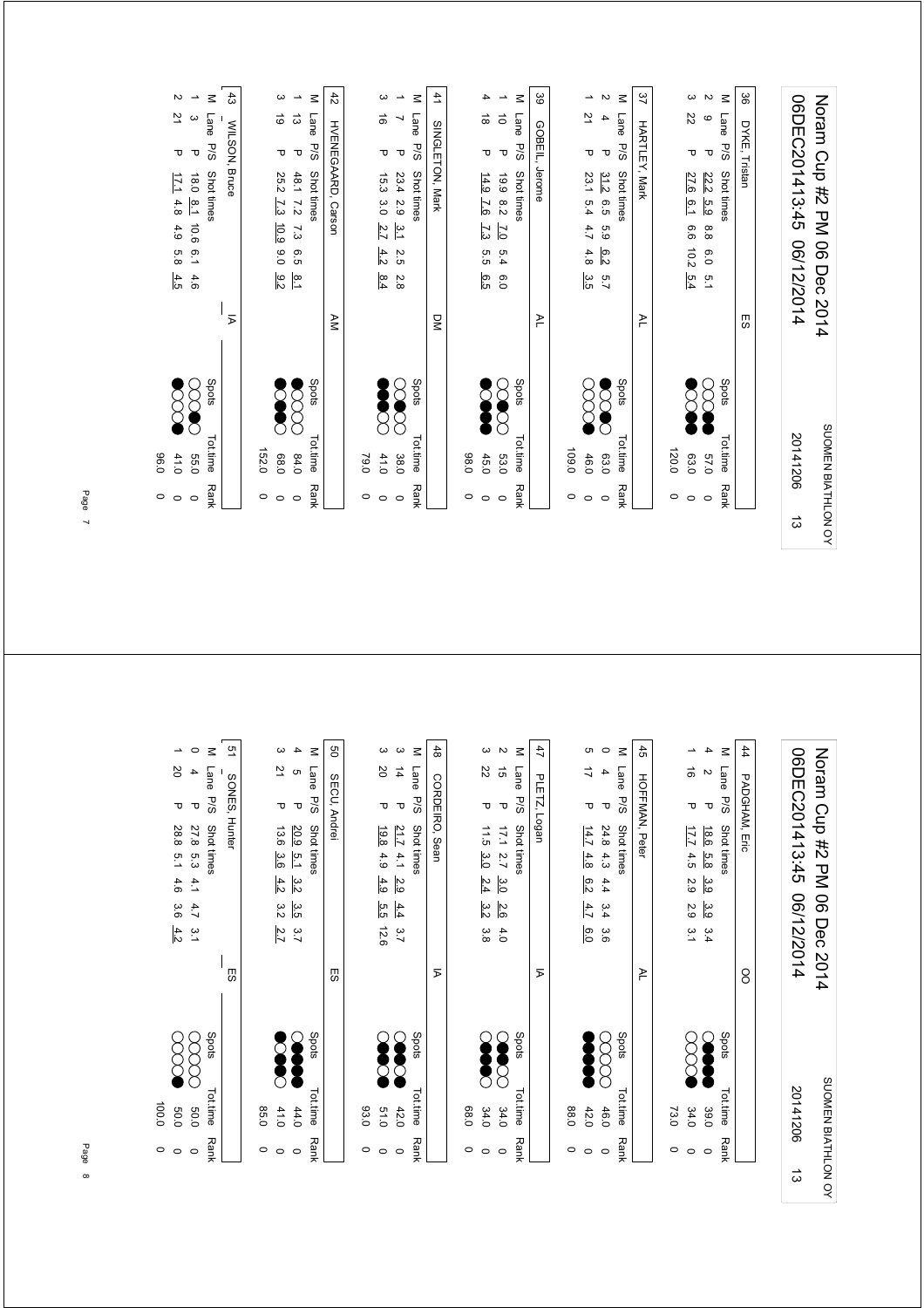# Noram Cup #2 PM 06 Dec 2014

06DEC201413:45 06/12/2014 — SUOMEN BIATHLON OY — 20141206 13

### 36 DYKE, Tristan — ES

| M | Lane | P/S | Shot times | Spots | Tot.time | Rank |
|---|---|---|---|---|---|---|
| 2 | 9 | P | 22.2 5.9 8.8 6.0 5.1 | ●●○○○ | 57.0 | 0 |
| 3 | 22 | P | 27.6 6.1 6.6 10.2 5.4 | ●●○○● | 63.0 | 0 |
| | | | | | 120.0 | 0 |

### 37 HARTLEY, Mark — AL

| M | Lane | P/S | Shot times | Spots | Tot.time | Rank |
|---|---|---|---|---|---|---|
| 2 | 4 | P | 31.2 6.5 5.9 6.2 5.7 | ●○○●○ | 63.0 | 0 |
| 1 | 21 | P | 23.1 5.4 4.7 4.8 3.5 | ○○○○● | 46.0 | 0 |
| | | | | | 109.0 | 0 |

### 39 GOBEIL, Jerome — AL

| M | Lane | P/S | Shot times | Spots | Tot.time | Rank |
|---|---|---|---|---|---|---|
| 1 | 10 | P | 19.9 8.2 7.0 5.4 6.0 | ○○●○○ | 53.0 | 0 |
| 4 | 18 | P | 14.9 7.6 7.3 5.5 6.5 | ●●●○● | 45.0 | 0 |
| | | | | | 98.0 | 0 |

### 41 SINGLETON, Mark — DM

| M | Lane | P/S | Shot times | Spots | Tot.time | Rank |
|---|---|---|---|---|---|---|
| 1 | 7 | P | 23.4 2.9 3.1 2.5 2.8 | ○○●○○ | 38.0 | 0 |
| 3 | 16 | P | 15.3 3.0 2.7 4.2 8.4 | ○○●●● | 41.0 | 0 |
| | | | | | 79.0 | 0 |

### 42 HVENEGAARD, Carson — AM

| M | Lane | P/S | Shot times | Spots | Tot.time | Rank |
|---|---|---|---|---|---|---|
| 1 | 13 | P | 48.1 7.2 7.3 6.5 8.1 | ○○○○● | 84.0 | 0 |
| 3 | 19 | P | 25.2 7.3 10.9 9.0 9.2 | ○●●○● | 68.0 | 0 |
| | | | | | 152.0 | 0 |

### 43 WILSON, Bruce — IA

| M | Lane | P/S | Shot times | Spots | Tot.time | Rank |
|---|---|---|---|---|---|---|
| 1 | 3 | P | 18.0 8.1 10.6 6.1 4.6 | ○●○○○ | 55.0 | 0 |
| 2 | 21 | P | 17.1 4.8 4.9 5.8 4.5 | ●○○○● | 41.0 | 0 |
| | | | | | 96.0 | 0 |

### 44 PADGHAM, Eric — OO

| M | Lane | P/S | Shot times | Spots | Tot.time | Rank |
|---|---|---|---|---|---|---|
| 4 | 2 | P | 18.6 5.8 3.9 3.9 3.4 | ●●●●○ | 39.0 | 0 |
| 1 | 16 | P | 17.7 4.5 2.9 2.9 3.1 | ●○○○○ | 34.0 | 0 |
| | | | | | 73.0 | 0 |

### 45 HOFFMAN, Peter — AL

| M | Lane | P/S | Shot times | Spots | Tot.time | Rank |
|---|---|---|---|---|---|---|
| 0 | 4 | P | 24.8 4.3 4.4 3.4 3.6 | ○○○○○ | 46.0 | 0 |
| 5 | 17 | P | 14.7 4.8 6.2 4.7 6.0 | ●●●●● | 42.0 | 0 |
| | | | | | 88.0 | 0 |

### 47 PLETZ, Logan — IA

| M | Lane | P/S | Shot times | Spots | Tot.time | Rank |
|---|---|---|---|---|---|---|
| 2 | 15 | P | 17.1 2.7 3.0 2.6 4.0 | ○○●●○ | 34.0 | 0 |
| 3 | 22 | P | 11.5 3.0 2.4 3.2 3.8 | ○●●●○ | 34.0 | 0 |
| | | | | | 68.0 | 0 |

### 48 CORDEIRO, Sean — IA

| M | Lane | P/S | Shot times | Spots | Tot.time | Rank |
|---|---|---|---|---|---|---|
| 3 | 14 | P | 21.7 4.1 2.9 4.4 3.7 | ●○●●○ | 42.0 | 0 |
| 3 | 20 | P | 19.8 4.9 4.9 5.5 12.6 | ●○●●○ | 51.0 | 0 |
| | | | | | 93.0 | 0 |

### 50 SECU, Andrei — ES

| M | Lane | P/S | Shot times | Spots | Tot.time | Rank |
|---|---|---|---|---|---|---|
| 4 | 5 | P | 20.9 5.1 3.2 3.5 3.7 | ●●●●○ | 44.0 | 0 |
| 3 | 21 | P | 13.6 3.6 4.2 3.2 2.7 | ○●●○● | 41.0 | 0 |
| | | | | | 85.0 | 0 |

### 51 SONES, Hunter — ES

| M | Lane | P/S | Shot times | Spots | Tot.time | Rank |
|---|---|---|---|---|---|---|
| 0 | 4 | P | 27.8 5.3 4.1 4.7 3.1 | ○○○○○ | 50.0 | 0 |
| 1 | 20 | P | 28.8 5.1 4.6 3.6 4.2 | ○○○○● | 50.0 | 0 |
| | | | | | 100.0 | 0 |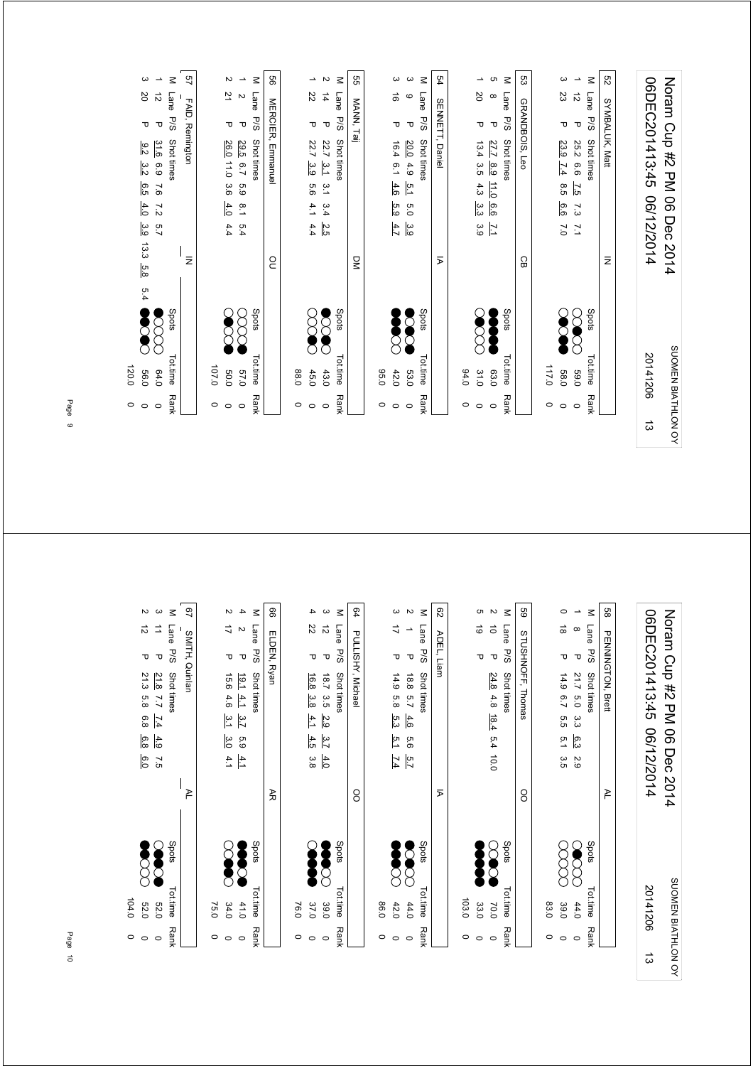# Noram Cup #2 PM 06 Dec 2014

06DEC201413:45 06/12/2014

SUOMEN BIATHLON OY 20141206 13

**52 SYMBALUK, Matt** — IN

| M | Lane | P/S | Shot times | | | | | Spots | Tot.time | Rank |
|---|---|---|---|---|---|---|---|---|---|---|
| 1 | 12 | P | 25.2 | 6.6 | 7.5 | 7.3 | 7.1 | ○○●○○ | 59.0 | 0 |
| 3 | 23 | P | 23.9 | 7.4 | 8.5 | 6.6 | 7.0 | ○○●●● | 58.0 | 0 |
| | | | | | | | | | 117.0 | 0 |

**53 GRANDBOIS, Leo** — CB

| M | Lane | P/S | Shot times | | | | | Spots | Tot.time | Rank |
|---|---|---|---|---|---|---|---|---|---|---|
| 5 | 8 | P | 27.7 | 8.9 | 11.0 | 6.6 | 7.1 | ●●●●● | 63.0 | 0 |
| 1 | 20 | P | 13.4 | 3.5 | 4.3 | 3.3 | 3.9 | ○○●○○ | 31.0 | 0 |
| | | | | | | | | | 94.0 | 0 |

**54 SENNETT, Daniel** — IA

| M | Lane | P/S | Shot times | | | | | Spots | Tot.time | Rank |
|---|---|---|---|---|---|---|---|---|---|---|
| 3 | 9 | P | 20.0 | 4.9 | 5.1 | 5.0 | 3.9 | ●●○●○ | 53.0 | 0 |
| 3 | 16 | P | 16.4 | 6.1 | 4.6 | 5.9 | 4.7 | ○●●●● | 42.0 | 0 |
| | | | | | | | | | 95.0 | 0 |

**55 MANN, Taj** — DM

| M | Lane | P/S | Shot times | | | | | Spots | Tot.time | Rank |
|---|---|---|---|---|---|---|---|---|---|---|
| 2 | 14 | P | 22.7 | 3.1 | 3.1 | 3.4 | 2.5 | ●○●○● | 43.0 | 0 |
| 1 | 22 | P | 22.7 | 3.9 | 5.6 | 4.1 | 4.4 | ○○●○○ | 45.0 | 0 |
| | | | | | | | | | 88.0 | 0 |

**56 MERCIER, Emmanuel** — OU

| M | Lane | P/S | Shot times | | | | | Spots | Tot.time | Rank |
|---|---|---|---|---|---|---|---|---|---|---|
| 1 | 2 | P | 29.5 | 6.7 | 5.9 | 8.1 | 5.4 | ○●○○○ | 57.0 | 0 |
| 2 | 21 | P | 26.0 | 11.0 | 3.6 | 4.0 | 4.4 | ●○○●○ | 50.0 | 0 |
| | | | | | | | | | 107.0 | 0 |

**57 FAID, Remington** — IN

| M | Lane | P/S | Shot times | | | | | | | | Spots | Tot.time | Rank |
|---|---|---|---|---|---|---|---|---|---|---|---|---|---|
| 1 | 12 | P | 31.6 | 6.9 | 7.6 | 7.2 | 5.7 | | | | ○○○●○ | 64.0 | 0 |
| 3 | 20 | P | 9.2 | 3.2 | 6.5 | 4.0 | 3.9 | 13.3 | 5.8 | 5.4 | ○●○●● | 56.0 | 0 |
| | | | | | | | | | | | | 120.0 | 0 |

# Noram Cup #2 PM 06 Dec 2014

06DEC201413:45 06/12/2014

SUOMEN BIATHLON OY 20141206 13

**58 PENNINGTON, Brett** — AL

| M | Lane | P/S | Shot times | | | | | Spots | Tot.time | Rank |
|---|---|---|---|---|---|---|---|---|---|---|
| 1 | 8 | P | 21.7 | 5.0 | 3.3 | 6.3 | 2.9 | ○○○●○ | 44.0 | 0 |
| 0 | 18 | P | 14.9 | 6.7 | 5.5 | 5.1 | 3.5 | ○○○○○ | 39.0 | 0 |
| | | | | | | | | | 83.0 | 0 |

**59 STUSHNOFF, Thomas** — OO

| M | Lane | P/S | Shot times | | | | | Spots | Tot.time | Rank |
|---|---|---|---|---|---|---|---|---|---|---|
| 2 | 10 | P | 24.8 | 4.8 | 18.4 | 5.4 | 10.0 | ●○●○○ | 70.0 | 0 |
| 5 | 19 | P | | | | | | ●●●●● | 33.0 | 0 |
| | | | | | | | | | 103.0 | 0 |

**62 ADEL, Liam** — IA

| M | Lane | P/S | Shot times | | | | | Spots | Tot.time | Rank |
|---|---|---|---|---|---|---|---|---|---|---|
| 2 | 1 | P | 18.8 | 5.7 | 4.6 | 5.6 | 5.7 | ○●○●○ | 44.0 | 0 |
| 3 | 17 | P | 14.9 | 5.8 | 5.3 | 5.1 | 7.4 | ○○●●● | 42.0 | 0 |
| | | | | | | | | | 86.0 | 0 |

**64 PULLISHY, Michael** — OO

| M | Lane | P/S | Shot times | | | | | Spots | Tot.time | Rank |
|---|---|---|---|---|---|---|---|---|---|---|
| 3 | 12 | P | 18.7 | 3.5 | 2.9 | 3.7 | 4.0 | ○○●●● | 39.0 | 0 |
| 4 | 22 | P | 16.8 | 3.8 | 4.1 | 4.5 | 3.8 | ●●●●○ | 37.0 | 0 |
| | | | | | | | | | 76.0 | 0 |

**66 ELDEN, Ryan** — AR

| M | Lane | P/S | Shot times | | | | | Spots | Tot.time | Rank |
|---|---|---|---|---|---|---|---|---|---|---|
| 4 | 2 | P | 19.1 | 4.1 | 3.7 | 5.9 | 4.1 | ●○●●● | 41.0 | 0 |
| 2 | 17 | P | 15.6 | 4.6 | 3.1 | 3.0 | 4.1 | ○●●○○ | 34.0 | 0 |
| | | | | | | | | | 75.0 | 0 |

**67 SMITH, Quinlan** — AL

| M | Lane | P/S | Shot times | | | | | Spots | Tot.time | Rank |
|---|---|---|---|---|---|---|---|---|---|---|
| 3 | 11 | P | 21.8 | 7.7 | 7.4 | 4.9 | 7.5 | ●○●●○ | 52.0 | 0 |
| 2 | 12 | P | 21.3 | 5.8 | 6.8 | 6.8 | 6.0 | ○○○●● | 52.0 | 0 |
| | | | | | | | | | 104.0 | 0 |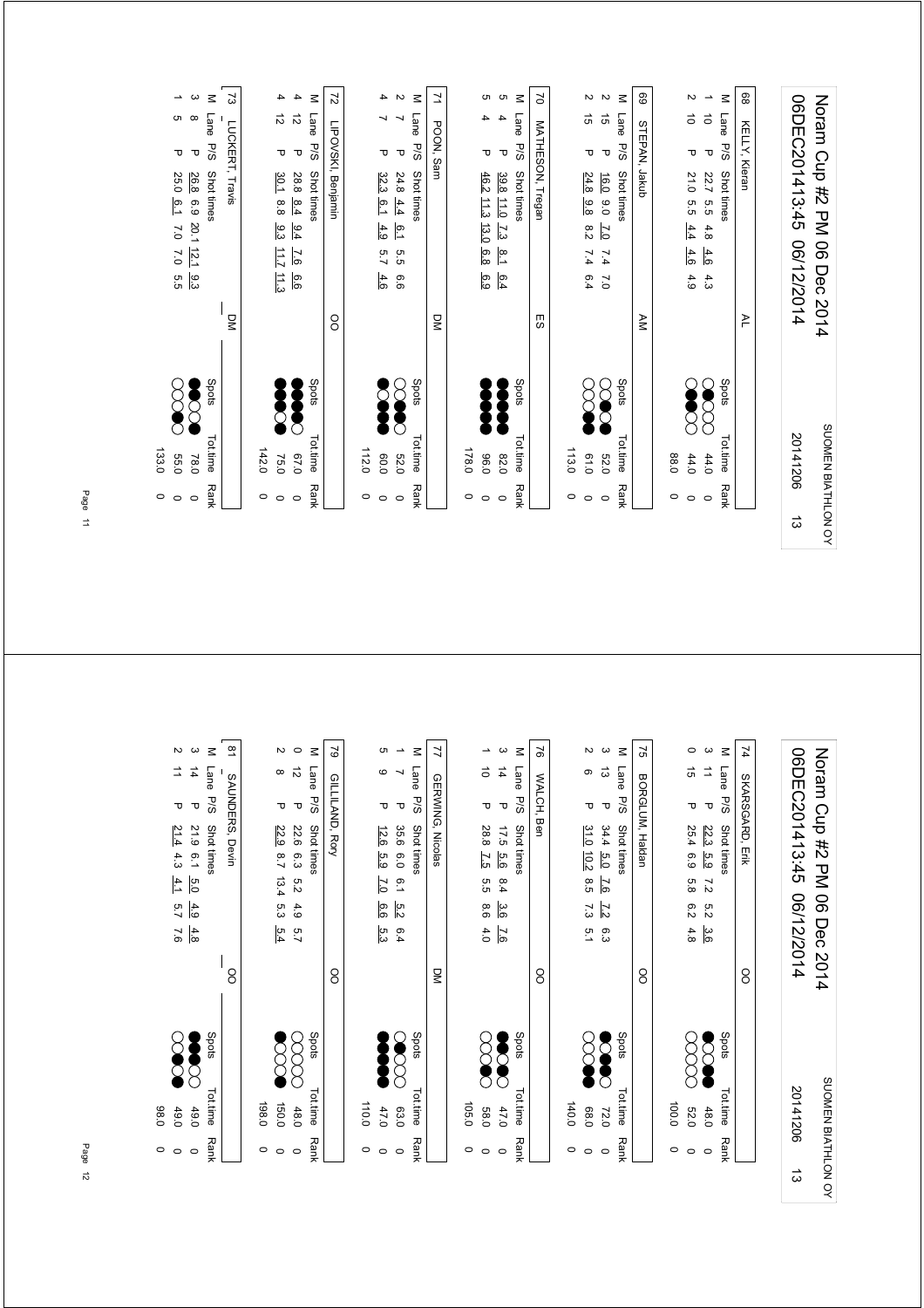# Noram Cup #2 PM 06 Dec 2014

06DEC201413:45 06/12/2014

SUOMEN BIATHLON OY 20141206 13

### 68 KELLY, Kieran — AL

| M | Lane | P/S | Shot times | Spots | Tot.time | Rank |
|---|---|---|---|---|---|---|
| 1 | 10 | P | 22.7 5.5 4.8 4.6 4.3 | | 44.0 | 0 |
| 2 | 10 | P | 21.0 5.5 4.4 4.6 4.9 | | 44.0 | 0 |
| | | | | | 88.0 | 0 |

### 69 STEPAN, Jakub — AM

| M | Lane | P/S | Shot times | Spots | Tot.time | Rank |
|---|---|---|---|---|---|---|
| 2 | 15 | P | 16.0 9.0 7.0 7.4 7.0 | | 52.0 | 0 |
| 2 | 15 | P | 24.8 9.8 8.2 7.4 6.4 | | 61.0 | 0 |
| | | | | | 113.0 | 0 |

### 70 MATHESON, Tregan — ES

| M | Lane | P/S | Shot times | Spots | Tot.time | Rank |
|---|---|---|---|---|---|---|
| 5 | 4 | P | 39.8 11.0 7.3 8.1 6.4 | | 82.0 | 0 |
| 5 | 4 | P | 46.2 11.3 13.0 6.8 6.9 | | 96.0 | 0 |
| | | | | | 178.0 | 0 |

### 71 POON, Sam — DM

| M | Lane | P/S | Shot times | Spots | Tot.time | Rank |
|---|---|---|---|---|---|---|
| 2 | 7 | P | 24.8 4.4 6.1 5.5 6.6 | | 52.0 | 0 |
| 4 | 7 | P | 32.3 6.1 4.9 5.7 4.6 | | 60.0 | 0 |
| | | | | | 112.0 | 0 |

### 72 LIPOVSKI, Benjamin — OO

| M | Lane | P/S | Shot times | Spots | Tot.time | Rank |
|---|---|---|---|---|---|---|
| 4 | 12 | P | 28.8 8.4 9.4 7.6 6.6 | | 67.0 | 0 |
| 4 | 12 | P | 30.1 8.8 9.3 11.7 11.3 | | 75.0 | 0 |
| | | | | | 142.0 | 0 |

### 73 LUCKERT, Travis — DM

| M | Lane | P/S | Shot times | Spots | Tot.time | Rank |
|---|---|---|---|---|---|---|
| 3 | 8 | P | 26.8 6.9 20.1 12.1 9.3 | | 78.0 | 0 |
| 1 | 5 | P | 25.0 6.1 7.0 7.0 5.5 | | 55.0 | 0 |
| | | | | | 133.0 | 0 |

# Noram Cup #2 PM 06 Dec 2014

06DEC201413:45 06/12/2014

SUOMEN BIATHLON OY 20141206 13

### 74 SKARSGARD, Erik — OO

| M | Lane | P/S | Shot times | Spots | Tot.time | Rank |
|---|---|---|---|---|---|---|
| 3 | 11 | P | 22.3 5.9 7.2 5.2 3.6 | | 48.0 | 0 |
| 0 | 15 | P | 25.4 6.9 5.8 6.2 4.8 | | 52.0 | 0 |
| | | | | | 100.0 | 0 |

### 75 BORGLUM, Haldan — OO

| M | Lane | P/S | Shot times | Spots | Tot.time | Rank |
|---|---|---|---|---|---|---|
| 3 | 13 | P | 34.4 5.0 7.6 7.2 6.3 | | 72.0 | 0 |
| 2 | 6 | P | 31.0 10.2 8.5 7.3 5.1 | | 68.0 | 0 |
| | | | | | 140.0 | 0 |

### 76 WALCH, Ben — OO

| M | Lane | P/S | Shot times | Spots | Tot.time | Rank |
|---|---|---|---|---|---|---|
| 3 | 14 | P | 17.5 5.6 8.4 3.6 7.6 | | 47.0 | 0 |
| 1 | 10 | P | 28.8 7.5 5.5 8.6 4.0 | | 58.0 | 0 |
| | | | | | 105.0 | 0 |

### 77 GERWING, Nicolas — DM

| M | Lane | P/S | Shot times | Spots | Tot.time | Rank |
|---|---|---|---|---|---|---|
| 1 | 7 | P | 35.6 6.0 6.1 5.2 6.4 | | 63.0 | 0 |
| 5 | 9 | P | 12.6 5.9 7.0 6.6 5.3 | | 47.0 | 0 |
| | | | | | 110.0 | 0 |

### 79 GILLILAND, Rory — OO

| M | Lane | P/S | Shot times | Spots | Tot.time | Rank |
|---|---|---|---|---|---|---|
| 0 | 12 | P | 22.6 6.3 5.2 4.9 5.7 | | 48.0 | 0 |
| 2 | 8 | P | 22.9 8.7 13.4 5.3 5.4 | | 150.0 | 0 |
| | | | | | 198.0 | 0 |

### 81 SAUNDERS, Devin — OO

| M | Lane | P/S | Shot times | Spots | Tot.time | Rank |
|---|---|---|---|---|---|---|
| 3 | 14 | P | 21.9 6.1 5.0 4.9 4.8 | | 49.0 | 0 |
| 2 | 11 | P | 21.4 4.3 4.1 5.7 7.6 | | 49.0 | 0 |
| | | | | | 98.0 | 0 |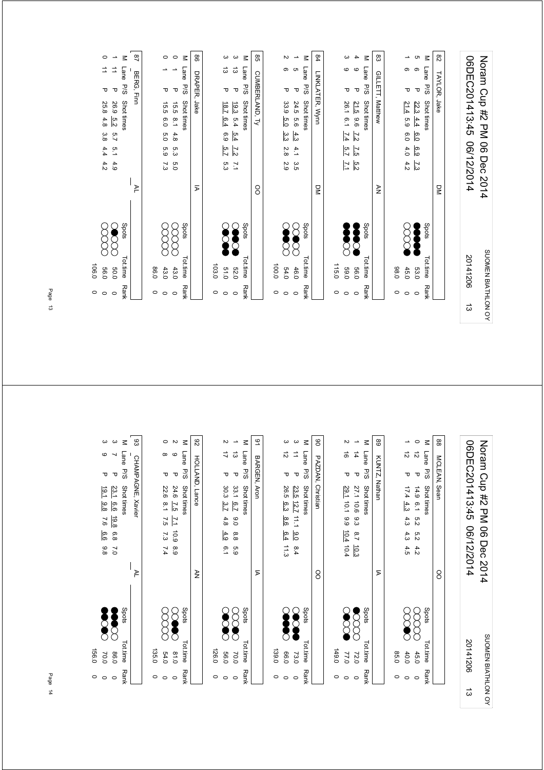# Noram Cup #2 PM 06 Dec 2014

06DEC201413:45 06/12/2014 — SUOMEN BIATHLON OY — 20141206 — 13

**82 TAYLOR, Jake — DM**

| M | Lane | P/S | Shot times | Spots | Tot.time | Rank |
|---|---|---|---|---|---|---|
| 5 | 6 | P | 22.3 4.4 6.0 6.9 7.3 | ●●●●● | 53.0 | 0 |
| 1 | 6 | P | 21.4 5.9 6.0 4.0 4.2 | ○○○○● | 45.0 | 0 |
| | | | | | 98.0 | 0 |

**83 GILLETT, Matthew — AN**

| M | Lane | P/S | Shot times | Spots | Tot.time | Rank |
|---|---|---|---|---|---|---|
| 4 | 9 | P | 21.5 9.6 7.2 7.5 5.2 | ●●●○● | 56.0 | 0 |
| 3 | 9 | P | 26.1 6.1 7.4 5.7 7.1 | ●●●○○ | 59.0 | 0 |
| | | | | | 115.0 | 0 |

**84 LINKLATER, Wynn — DM**

| M | Lane | P/S | Shot times | Spots | Tot.time | Rank |
|---|---|---|---|---|---|---|
| 1 | 5 | P | 24.5 5.6 4.3 4.1 3.5 | ○○●○○ | 46.0 | 0 |
| 2 | 6 | P | 33.9 5.0 3.3 2.8 2.9 | ○●●○○ | 54.0 | 0 |
| | | | | | 100.0 | 0 |

**85 CUMBERLAND, Ty — OO**

| M | Lane | P/S | Shot times | Spots | Tot.time | Rank |
|---|---|---|---|---|---|---|
| 3 | 13 | P | 19.3 5.4 5.4 7.2 7.1 | ○●●●○ | 52.0 | 0 |
| 3 | 13 | P | 18.7 6.4 6.9 5.7 5.3 | ○●●●○ | 51.0 | 0 |
| | | | | | 103.0 | 0 |

**86 DRAPER, Jake — IA**

| M | Lane | P/S | Shot times | Spots | Tot.time | Rank |
|---|---|---|---|---|---|---|
| 0 | 1 | P | 15.5 8.1 4.8 5.3 5.0 | ○○○○○ | 43.0 | 0 |
| 0 | 1 | P | 15.5 6.0 5.0 5.9 7.3 | ○○○○○ | 43.0 | 0 |
| | | | | | 86.0 | 0 |

**87 BERG, Finn — AL**

| M | Lane | P/S | Shot times | Spots | Tot.time | Rank |
|---|---|---|---|---|---|---|
| 1 | 11 | P | 26.9 5.2 5.7 5.1 4.9 | ○●○○○ | 50.0 | 0 |
| 0 | 11 | P | 25.8 4.8 3.8 4.4 4.2 | ○○○○○ | 56.0 | 0 |
| | | | | | 106.0 | 0 |

# Noram Cup #2 PM 06 Dec 2014

06DEC201413:45 06/12/2014 — SUOMEN BIATHLON OY — 20141206 — 13

**88 MCLEAN, Sean — OO**

| M | Lane | P/S | Shot times | Spots | Tot.time | Rank |
|---|---|---|---|---|---|---|
| 0 | 12 | P | 14.9 6.1 5.2 5.2 4.2 | ○○○○○ | 45.0 | 0 |
| 1 | 12 | P | 17.4 4.3 4.3 4.3 4.5 | ○○●○○ | 40.0 | 0 |
| | | | | | 85.0 | 0 |

**89 KUNTZ, Nathan — IA**

| M | Lane | P/S | Shot times | Spots | Tot.time | Rank |
|---|---|---|---|---|---|---|
| 1 | 14 | P | 27.1 10.6 9.3 8.7 10.3 | ●○○○○ | 72.0 | 0 |
| 2 | 16 | P | 29.1 10.1 9.9 10.4 10.4 | ○●○○● | 77.0 | 0 |
| | | | | | 149.0 | 0 |

**90 PAZDAN, Christian — OO**

| M | Lane | P/S | Shot times | Spots | Tot.time | Rank |
|---|---|---|---|---|---|---|
| 3 | 11 | P | 23.5 12.7 11.1 9.0 8.4 | ○●○●● | 73.0 | 0 |
| 3 | 12 | P | 26.5 6.3 8.6 6.4 11.3 | ○●●●○ | 66.0 | 0 |
| | | | | | 139.0 | 0 |

**91 BARGEN, Aron — IA**

| M | Lane | P/S | Shot times | Spots | Tot.time | Rank |
|---|---|---|---|---|---|---|
| 1 | 13 | P | 33.1 6.7 9.0 8.8 5.9 | ○●○○○ | 70.0 | 0 |
| 2 | 17 | P | 30.3 3.7 4.8 4.9 6.1 | ○●○●○ | 56.0 | 0 |
| | | | | | 126.0 | 0 |

**92 HOLLAND, Lance — AN**

| M | Lane | P/S | Shot times | Spots | Tot.time | Rank |
|---|---|---|---|---|---|---|
| 2 | 9 | P | 24.6 7.5 7.1 10.9 8.9 | ○●●○○ | 81.0 | 0 |
| 0 | 8 | P | 22.6 8.1 7.5 7.3 7.4 | ○○○○○ | 54.0 | 0 |
| | | | | | 135.0 | 0 |

**93 CHAMPAGNE, Xavier — AL**

| M | Lane | P/S | Shot times | Spots | Tot.time | Rank |
|---|---|---|---|---|---|---|
| 3 | 7 | P | 23.1 6.6 19.8 6.8 7.0 | ●●●○○ | 86.0 | 0 |
| 3 | 9 | P | 19.1 9.8 7.6 6.6 9.8 | ●●○●○ | 70.0 | 0 |
| | | | | | 156.0 | 0 |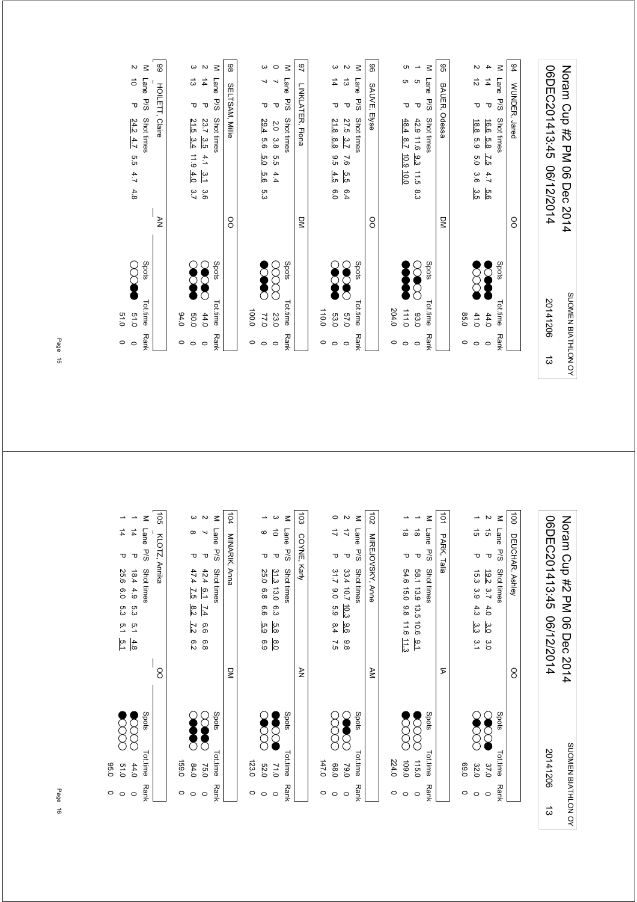# Noram Cup #2 PM 06 Dec 2014

06DEC201413:45 06/12/2014 — SUOMEN BIATHLON OY — 20141206 — 13

Spots: ● = miss, ○ = hit

### 94 WUNDER, Jared — OO

| M | Lane | P/S | Shot times | Spots | Tot.time | Rank |
|---|---|---|---|---|---|---|
| 4 | 14 | P | 16.6 5.8 7.5 4.7 5.6 | ●●●○● | 44.0 | 0 |
| 2 | 12 | P | 18.8 5.9 5.0 3.6 3.5 | ●○○○● | 41.0 | 0 |
| | | | | | 85.0 | 0 |

### 95 BAUER, Odessa — DM

| M | Lane | P/S | Shot times | Spots | Tot.time | Rank |
|---|---|---|---|---|---|---|
| 1 | 5 | P | 42.9 11.6 9.3 11.5 8.3 | ○○●○○ | 93.0 | 0 |
| 5 | 5 | P | 48.4 8.7 10.9 10.0 | ●●●●● | 111.0 | 0 |
| | | | | | 204.0 | 0 |

### 96 SAUVE, Elyse — OO

| M | Lane | P/S | Shot times | Spots | Tot.time | Rank |
|---|---|---|---|---|---|---|
| 2 | 13 | P | 27.5 3.7 7.6 5.5 6.4 | ○●○●○ | 57.0 | 0 |
| 3 | 14 | P | 21.8 8.8 9.5 4.5 6.0 | ●●○●○ | 53.0 | 0 |
| | | | | | 110.0 | 0 |

### 97 LINKLATER, Fiona — DM

| M | Lane | P/S | Shot times | Spots | Tot.time | Rank |
|---|---|---|---|---|---|---|
| 0 | 7 | P | 2.0 3.8 5.5 4.4 | ○○○○○ | 23.0 | 0 |
| 3 | 7 | P | 29.4 5.6 5.0 5.6 5.3 | ●○●●○ | 77.0 | 0 |
| | | | | | 100.0 | 0 |

### 98 SELTSAM, Millie — OO

| M | Lane | P/S | Shot times | Spots | Tot.time | Rank |
|---|---|---|---|---|---|---|
| 2 | 14 | P | 23.7 3.5 4.1 3.1 3.6 | ○●○●○ | 44.0 | 0 |
| 3 | 13 | P | 21.5 3.4 11.9 4.0 3.7 | ●●○●○ | 50.0 | 0 |
| | | | | | 94.0 | 0 |

### 99 HOILETT, Claire — AN

| M | Lane | P/S | Shot times | Spots | Tot.time | Rank |
|---|---|---|---|---|---|---|
| 2 | 10 | P | 24.2 4.7 5.5 4.7 4.8 | ●●○○○ | 51.0 | 0 |
| | | | | | 51.0 | 0 |

### 100 DEUCHAR, Ashley — OO

| M | Lane | P/S | Shot times | Spots | Tot.time | Rank |
|---|---|---|---|---|---|---|
| 2 | 15 | P | 19.2 3.7 4.0 3.0 3.0 | ●○○●○ | 37.0 | 0 |
| 1 | 15 | P | 15.3 3.9 4.3 3.3 3.1 | ○○○●○ | 32.0 | 0 |
| | | | | | 69.0 | 0 |

### 101 PARK, Talia — IA

| M | Lane | P/S | Shot times | Spots | Tot.time | Rank |
|---|---|---|---|---|---|---|
| 1 | 18 | P | 58.1 13.9 13.5 10.6 9.1 | ○○○○● | 115.0 | 0 |
| 1 | 18 | P | 54.6 15.0 9.8 11.6 11.3 | ○○○○● | 109.0 | 0 |
| | | | | | 224.0 | 0 |

### 102 MIREJOVSKY, Anne — AM

| M | Lane | P/S | Shot times | Spots | Tot.time | Rank |
|---|---|---|---|---|---|---|
| 2 | 17 | P | 33.4 10.7 10.3 9.6 9.8 | ○○●●○ | 79.0 | 0 |
| 0 | 17 | P | 31.7 9.0 5.9 8.4 7.5 | ○○○○○ | 68.0 | 0 |
| | | | | | 147.0 | 0 |

### 103 COYNE, Karly — AN

| M | Lane | P/S | Shot times | Spots | Tot.time | Rank |
|---|---|---|---|---|---|---|
| 3 | 10 | P | 31.3 13.0 6.3 5.8 8.0 | ●○○●● | 71.0 | 0 |
| 1 | 9 | P | 25.0 6.8 6.6 5.9 6.9 | ○○○●○ | 52.0 | 0 |
| | | | | | 123.0 | 0 |

### 104 MINARIK, Anna — DM

| M | Lane | P/S | Shot times | Spots | Tot.time | Rank |
|---|---|---|---|---|---|---|
| 2 | 7 | P | 42.4 6.1 7.4 6.6 6.8 | ○●●○○ | 75.0 | 0 |
| 3 | 8 | P | 47.4 7.5 8.2 7.2 6.2 | ○●●●○ | 84.0 | 0 |
| | | | | | 159.0 | 0 |

### 105 KLOTZ, Annika — OO

| M | Lane | P/S | Shot times | Spots | Tot.time | Rank |
|---|---|---|---|---|---|---|
| 1 | 14 | P | 18.4 4.9 5.3 5.1 4.8 | ○○○○● | 44.0 | 0 |
| 1 | 14 | P | 25.6 6.0 5.3 5.1 5.1 | ○○○○● | 51.0 | 0 |
| | | | | | 95.0 | 0 |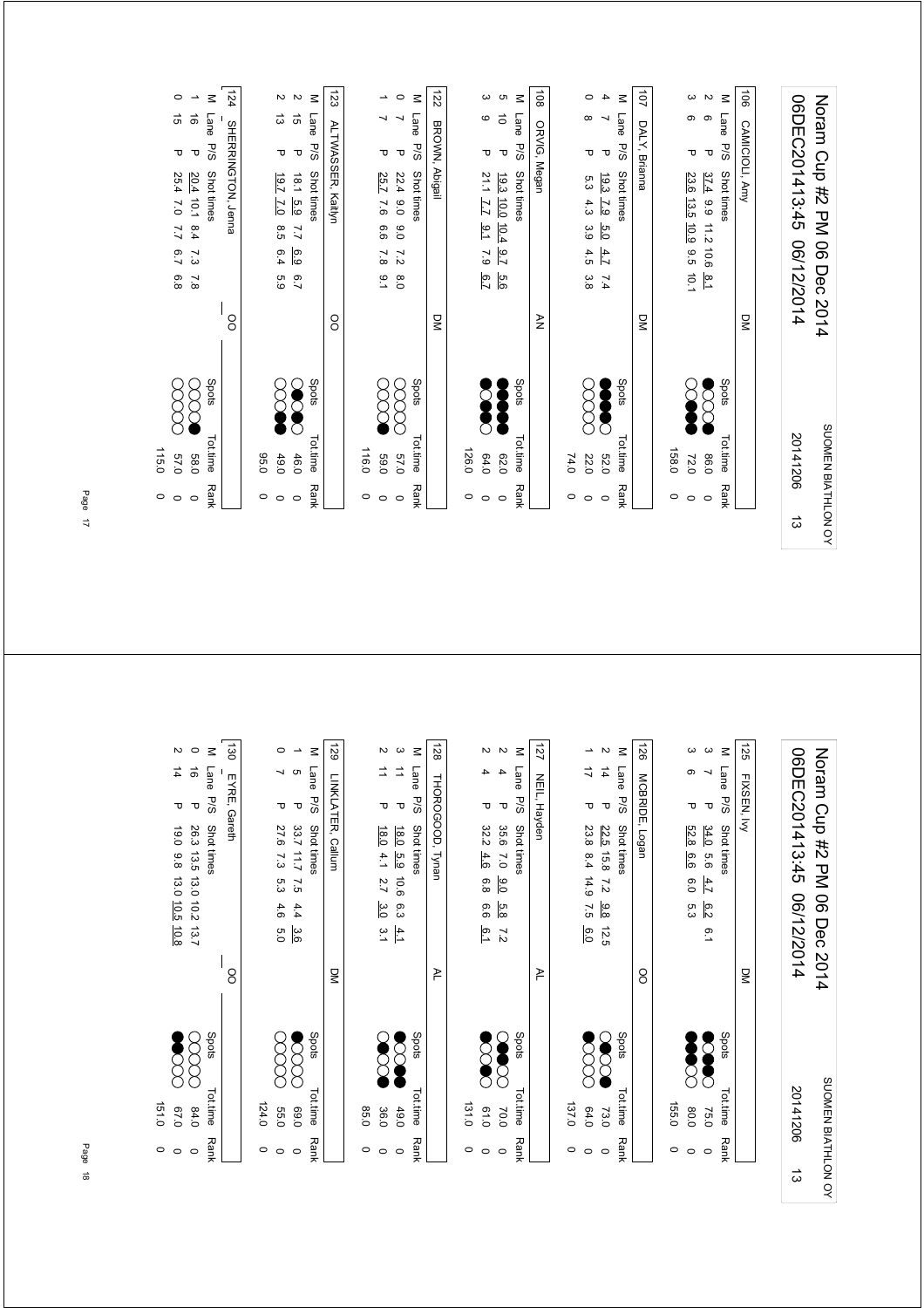# Noram Cup #2 PM 06 Dec 2014

06DEC201413:45 06/12/2014

SUOMEN BIATHLON OY 20141206 13

### 106 CAMICIOLI, Amy — DM

| M | Lane | P/S | Shot times | Spots | Tot.time | Rank |
|---|---|---|---|---|---|---|
| 2 | 6 | P | 37.4 9.9 11.2 10.6 8.1 | ●○○○○ | 86.0 | 0 |
| 3 | 6 | P | 23.6 13.5 10.9 9.5 10.1 | ○●●●○ | 72.0 | 0 |
| | | | | | 158.0 | 0 |

### 107 DALY, Brianna — DM

| M | Lane | P/S | Shot times | Spots | Tot.time | Rank |
|---|---|---|---|---|---|---|
| 4 | 7 | P | 19.3 7.9 5.0 4.7 7.4 | ●●●●○ | 52.0 | 0 |
| 0 | 8 | P | 5.3 4.3 3.9 4.5 3.8 | ○○○○○ | 22.0 | 0 |
| | | | | | 74.0 | 0 |

### 108 ORVIG, Megan — AN

| M | Lane | P/S | Shot times | Spots | Tot.time | Rank |
|---|---|---|---|---|---|---|
| 5 | 10 | P | 19.3 10.0 10.4 9.7 5.6 | ●●●●● | 62.0 | 0 |
| 3 | 9 | P | 21.1 7.7 9.1 7.9 6.7 | ●○●●○ | 64.0 | 0 |
| | | | | | 126.0 | 0 |

### 122 BROWN, Abigail — DM

| M | Lane | P/S | Shot times | Spots | Tot.time | Rank |
|---|---|---|---|---|---|---|
| 0 | 7 | P | 22.4 9.0 9.0 7.2 8.0 | ○○○○○ | 57.0 | 0 |
| 1 | 7 | P | 25.7 7.6 6.6 7.8 9.1 | ●○○○○ | 59.0 | 0 |
| | | | | | 116.0 | 0 |

### 123 ALTWASSER, Kaitlyn — OO

| M | Lane | P/S | Shot times | Spots | Tot.time | Rank |
|---|---|---|---|---|---|---|
| 2 | 15 | P | 18.1 5.9 7.7 6.9 6.7 | ○●○●○ | 46.0 | 0 |
| 2 | 13 | P | 19.7 7.0 8.5 6.4 5.9 | ●●○○○ | 49.0 | 0 |
| | | | | | 95.0 | 0 |

### 124 SHERRINGTON, Jenna — OO

| M | Lane | P/S | Shot times | Spots | Tot.time | Rank |
|---|---|---|---|---|---|---|
| 1 | 16 | P | 20.4 10.1 8.4 7.3 7.8 | ●○○○○ | 58.0 | 0 |
| 0 | 15 | P | 25.4 7.0 7.7 6.7 6.8 | ○○○○○ | 57.0 | 0 |
| | | | | | 115.0 | 0 |

# Noram Cup #2 PM 06 Dec 2014

06DEC201413:45 06/12/2014

SUOMEN BIATHLON OY 20141206 13

### 125 FIXSEN, Ivy — DM

| M | Lane | P/S | Shot times | Spots | Tot.time | Rank |
|---|---|---|---|---|---|---|
| 3 | 7 | P | 34.0 5.6 4.7 6.2 6.1 | ●●○●○ | 75.0 | 0 |
| 3 | 6 | P | 52.8 6.6 6.0 5.3 | ○○●●● | 80.0 | 0 |
| | | | | | 155.0 | 0 |

### 126 MCBRIDE, Logan — OO

| M | Lane | P/S | Shot times | Spots | Tot.time | Rank |
|---|---|---|---|---|---|---|
| 2 | 14 | P | 22.5 15.8 7.2 9.8 12.5 | ○●○○● | 73.0 | 0 |
| 1 | 17 | P | 23.8 8.4 14.9 7.5 6.0 | ○○○○● | 64.0 | 0 |
| | | | | | 137.0 | 0 |

### 127 NEIL, Hayden — AL

| M | Lane | P/S | Shot times | Spots | Tot.time | Rank |
|---|---|---|---|---|---|---|
| 2 | 4 | P | 35.6 7.0 9.0 5.8 7.2 | ○○●●○ | 70.0 | 0 |
| 2 | 4 | P | 32.2 4.6 6.8 6.6 6.1 | ○●○○● | 61.0 | 0 |
| | | | | | 131.0 | 0 |

### 128 THOROGOOD, Tynan — AL

| M | Lane | P/S | Shot times | Spots | Tot.time | Rank |
|---|---|---|---|---|---|---|
| 3 | 11 | P | 18.0 5.9 10.6 6.3 4.1 | ●●○○● | 49.0 | 0 |
| 2 | 11 | P | 18.0 4.1 2.7 3.0 3.1 | ●○○●○ | 36.0 | 0 |
| | | | | | 85.0 | 0 |

### 129 LINKLATER, Callum — DM

| M | Lane | P/S | Shot times | Spots | Tot.time | Rank |
|---|---|---|---|---|---|---|
| 1 | 5 | P | 33.7 11.7 7.5 4.4 3.6 | ○○○○● | 69.0 | 0 |
| 0 | 7 | P | 27.6 7.3 5.3 4.6 5.0 | ○○○○○ | 55.0 | 0 |
| | | | | | 124.0 | 0 |

### 130 EYRE, Gareth — OO

| M | Lane | P/S | Shot times | Spots | Tot.time | Rank |
|---|---|---|---|---|---|---|
| 0 | 16 | P | 26.3 13.5 13.0 10.2 13.7 | ○○○○○ | 84.0 | 0 |
| 2 | 14 | P | 19.0 9.8 13.0 10.5 10.8 | ○○○●● | 67.0 | 0 |
| | | | | | 151.0 | 0 |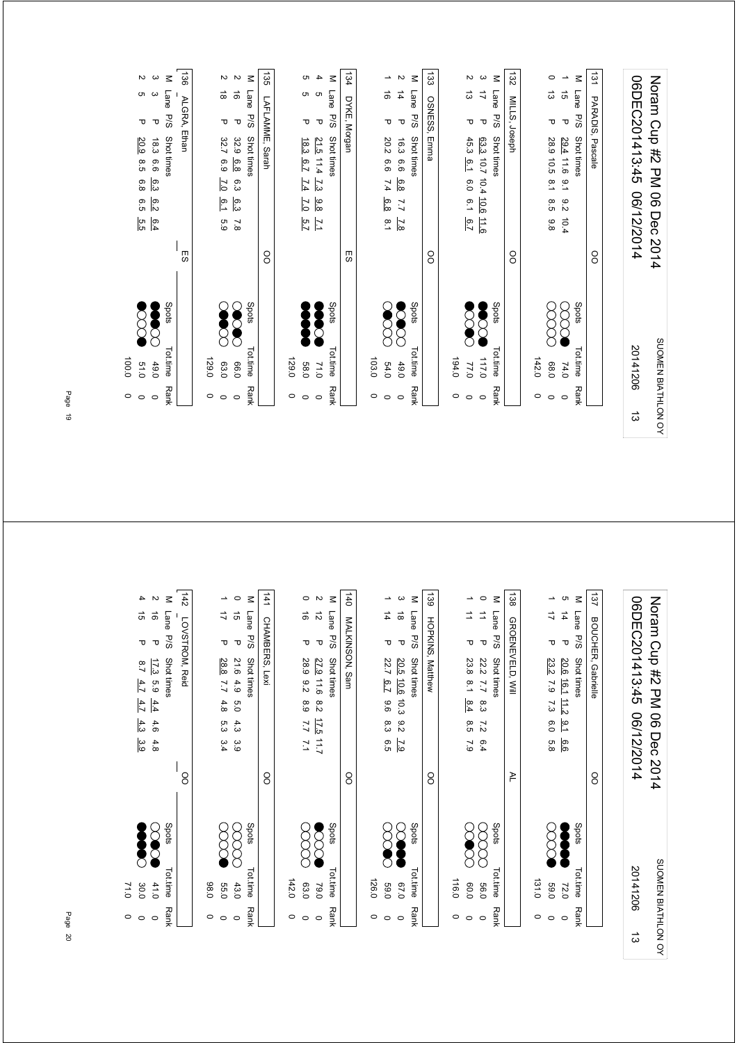# Noram Cup #2 PM 06 Dec 2014

06DEC201413:45 06/12/2014

SUOMEN BIATHLON OY

20141206 13

| 131 | PARADIS, Pascale | OO | | |
|---|---|---|---|---|
| M Lane P/S | Shot times | Spots | Tot.time | Rank |
| 1 15 P | 29.4 11.6 9.1 9.2 10.4 | ○○○○● | 74.0 | 0 |
| 0 13 P | 28.9 10.5 8.1 8.5 9.8 | ○○○○○ | 68.0 | 0 |
| | | | 142.0 | 0 |

| 132 | MILLS, Joseph | OO | | |
|---|---|---|---|---|
| M Lane P/S | Shot times | Spots | Tot.time | Rank |
| 3 17 P | 63.3 10.7 10.4 10.6 11.6 | ●●○●○ | 117.0 | 0 |
| 2 13 P | 45.3 6.1 6.0 6.1 6.7 | ●○●○○ | 77.0 | 0 |
| | | | 194.0 | 0 |

| 133 | OSNESS, Emma | OO | | |
|---|---|---|---|---|
| M Lane P/S | Shot times | Spots | Tot.time | Rank |
| 2 14 P | 16.3 6.6 6.8 7.7 7.8 | ○●○●○ | 49.0 | 0 |
| 1 16 P | 20.2 6.6 7.4 6.8 8.1 | ○○●○○ | 54.0 | 0 |
| | | | 103.0 | 0 |

| 134 | DYKE, Morgan | ES | | |
|---|---|---|---|---|
| M Lane P/S | Shot times | Spots | Tot.time | Rank |
| 4 5 P | 21.5 11.4 7.3 9.8 7.1 | ●●●○● | 71.0 | 0 |
| 5 5 P | 18.3 6.7 7.4 7.0 5.7 | ●●●●● | 58.0 | 0 |
| | | | 129.0 | 0 |

| 135 | LAFLAMME, Sarah | OO | | |
|---|---|---|---|---|
| M Lane P/S | Shot times | Spots | Tot.time | Rank |
| 2 16 P | 32.9 6.8 6.3 6.3 7.8 | ○●○●○ | 66.0 | 0 |
| 2 18 P | 32.7 6.9 7.0 6.1 5.9 | ○●●○○ | 63.0 | 0 |
| | | | 129.0 | 0 |

| 136 | ALGRA, Ethan | ES | | |
|---|---|---|---|---|
| M Lane P/S | Shot times | Spots | Tot.time | Rank |
| 3 3 P | 18.3 6.6 6.3 6.2 6.4 | ●●●○○ | 49.0 | 0 |
| 2 5 P | 20.9 8.5 6.8 6.5 5.5 | ●○○○● | 51.0 | 0 |
| | | | 100.0 | 0 |

# Noram Cup #2 PM 06 Dec 2014

06DEC201413:45 06/12/2014

SUOMEN BIATHLON OY

20141206 13

| 137 | BOUCHER, Gabrielle | OO | | |
|---|---|---|---|---|
| M Lane P/S | Shot times | Spots | Tot.time | Rank |
| 5 14 P | 20.6 16.1 11.2 9.1 6.6 | ●●●●● | 72.0 | 0 |
| 1 17 P | 23.2 7.9 7.3 6.0 5.8 | ○○○○● | 59.0 | 0 |
| | | | 131.0 | 0 |

| 138 | GROENEVELD, Will | AL | | |
|---|---|---|---|---|
| M Lane P/S | Shot times | Spots | Tot.time | Rank |
| 0 11 P | 22.2 7.7 8.3 7.2 6.4 | ○○○○○ | 56.0 | 0 |
| 1 11 P | 23.8 8.1 8.4 8.5 7.9 | ○●○○○ | 60.0 | 0 |
| | | | 116.0 | 0 |

| 139 | HOPKINS, Matthew | OO | | |
|---|---|---|---|---|
| M Lane P/S | Shot times | Spots | Tot.time | Rank |
| 3 18 P | 20.5 10.6 10.3 9.2 7.9 | ○○●●● | 67.0 | 0 |
| 1 14 P | 22.7 6.7 9.6 8.3 6.5 | ○○○●○ | 59.0 | 0 |
| | | | 126.0 | 0 |

| 140 | MALKINSON, Sam | OO | | |
|---|---|---|---|---|
| M Lane P/S | Shot times | Spots | Tot.time | Rank |
| 2 12 P | 27.9 11.6 8.2 17.5 11.7 | ●○○○● | 79.0 | 0 |
| 0 16 P | 28.9 9.2 8.9 7.7 7.1 | ○○○○○ | 63.0 | 0 |
| | | | 142.0 | 0 |

| 141 | CHAMBERS, Lexi | OO | | |
|---|---|---|---|---|
| M Lane P/S | Shot times | Spots | Tot.time | Rank |
| 0 15 P | 21.6 4.9 5.0 4.3 3.9 | ○○○○○ | 43.0 | 0 |
| 1 17 P | 28.8 7.7 4.8 5.3 3.4 | ○○○○● | 55.0 | 0 |
| | | | 98.0 | 0 |

| 142 | LOVSTROM, Reid | OO | | |
|---|---|---|---|---|
| M Lane P/S | Shot times | Spots | Tot.time | Rank |
| 2 16 P | 17.3 5.9 4.4 4.6 4.8 | ○○●○● | 41.0 | 0 |
| 4 15 P | 8.7 4.7 4.7 4.3 3.9 | ●●●●○ | 30.0 | 0 |
| | | | 71.0 | 0 |